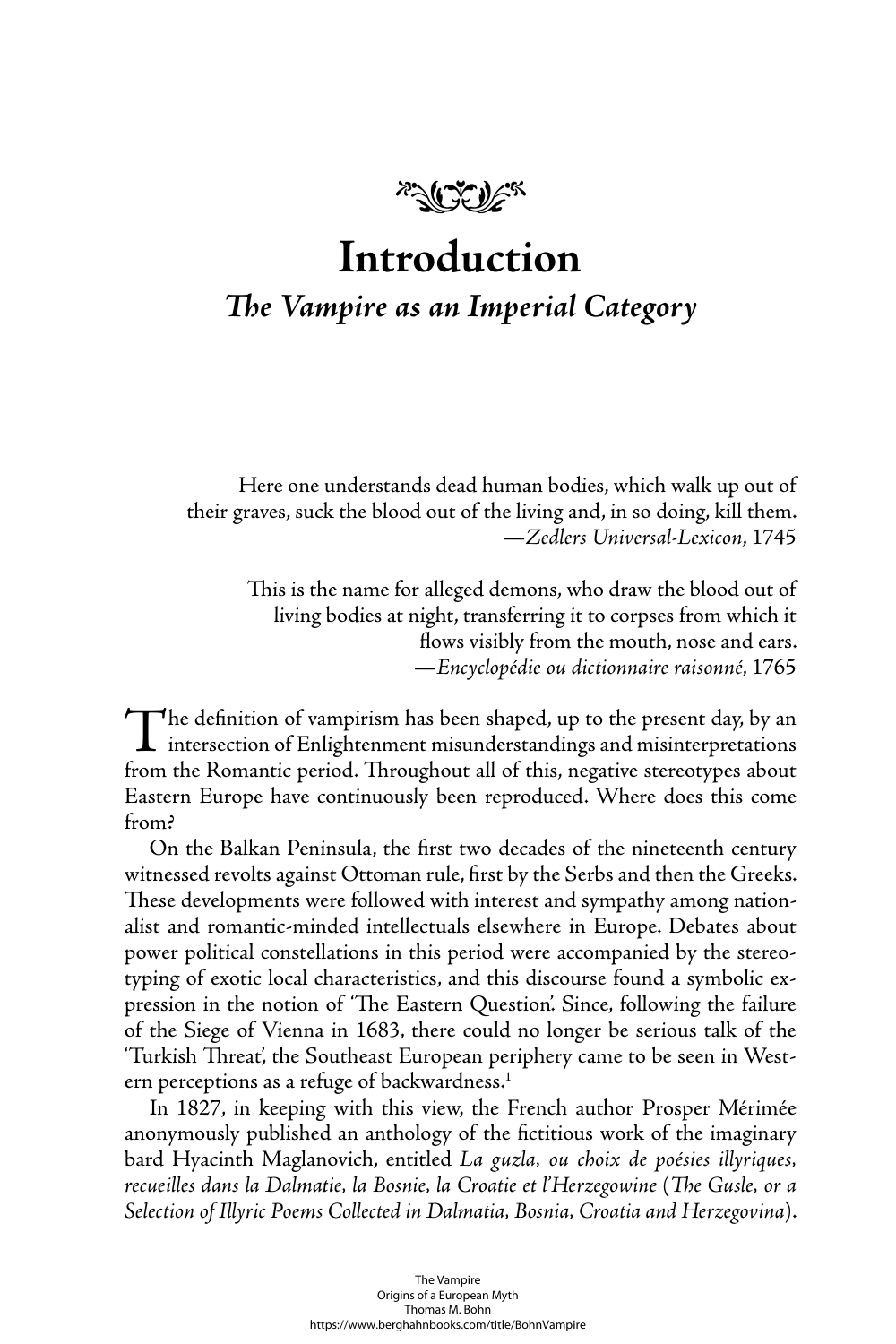# Introduction

## *The Vampire as an Imperial Category*

> Here one understands dead human bodies, which walk up out of their graves, suck the blood out of the living and, in so doing, kill them.
> —*Zedlers Universal-Lexicon*, 1745

> This is the name for alleged demons, who draw the blood out of living bodies at night, transferring it to corpses from which it flows visibly from the mouth, nose and ears.
> —*Encyclopédie ou dictionnaire raisonné*, 1765

The definition of vampirism has been shaped, up to the present day, by an intersection of Enlightenment misunderstandings and misinterpretations from the Romantic period. Throughout all of this, negative stereotypes about Eastern Europe have continuously been reproduced. Where does this come from?

On the Balkan Peninsula, the first two decades of the nineteenth century witnessed revolts against Ottoman rule, first by the Serbs and then the Greeks. These developments were followed with interest and sympathy among nationalist and romantic-minded intellectuals elsewhere in Europe. Debates about power political constellations in this period were accompanied by the stereotyping of exotic local characteristics, and this discourse found a symbolic expression in the notion of 'The Eastern Question'. Since, following the failure of the Siege of Vienna in 1683, there could no longer be serious talk of the 'Turkish Threat', the Southeast European periphery came to be seen in Western perceptions as a refuge of backwardness.[1]

In 1827, in keeping with this view, the French author Prosper Mérimée anonymously published an anthology of the fictitious work of the imaginary bard Hyacinth Maglanovich, entitled *La guzla, ou choix de poésies illyriques, recueilles dans la Dalmatie, la Bosnie, la Croatie et l'Herzegowine* (*The Gusle, or a Selection of Illyric Poems Collected in Dalmatia, Bosnia, Croatia and Herzegovina*).

The Vampire
Origins of a European Myth
Thomas M. Bohn
https://www.berghahnbooks.com/title/BohnVampire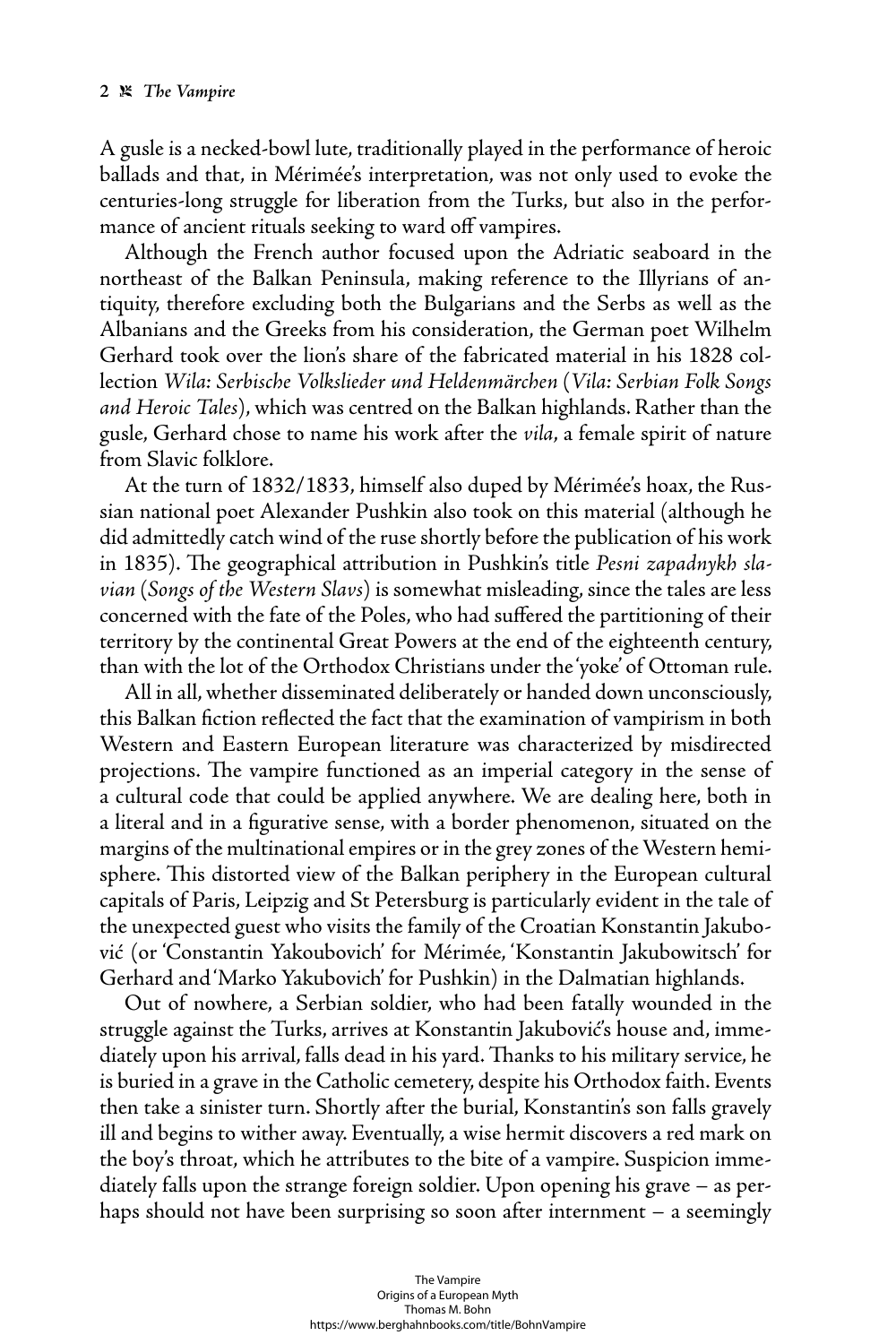A gusle is a necked-bowl lute, traditionally played in the performance of heroic ballads and that, in Mérimée's interpretation, was not only used to evoke the centuries-long struggle for liberation from the Turks, but also in the performance of ancient rituals seeking to ward off vampires.

Although the French author focused upon the Adriatic seaboard in the northeast of the Balkan Peninsula, making reference to the Illyrians of antiquity, therefore excluding both the Bulgarians and the Serbs as well as the Albanians and the Greeks from his consideration, the German poet Wilhelm Gerhard took over the lion's share of the fabricated material in his 1828 collection *Wila: Serbische Volkslieder und Heldenmärchen* (*Vila: Serbian Folk Songs and Heroic Tales*), which was centred on the Balkan highlands. Rather than the gusle, Gerhard chose to name his work after the *vila*, a female spirit of nature from Slavic folklore.

At the turn of 1832/1833, himself also duped by Mérimée's hoax, the Russian national poet Alexander Pushkin also took on this material (although he did admittedly catch wind of the ruse shortly before the publication of his work in 1835). The geographical attribution in Pushkin's title *Pesni zapadnykh slavian* (*Songs of the Western Slavs*) is somewhat misleading, since the tales are less concerned with the fate of the Poles, who had suffered the partitioning of their territory by the continental Great Powers at the end of the eighteenth century, than with the lot of the Orthodox Christians under the 'yoke' of Ottoman rule.

All in all, whether disseminated deliberately or handed down unconsciously, this Balkan fiction reflected the fact that the examination of vampirism in both Western and Eastern European literature was characterized by misdirected projections. The vampire functioned as an imperial category in the sense of a cultural code that could be applied anywhere. We are dealing here, both in a literal and in a figurative sense, with a border phenomenon, situated on the margins of the multinational empires or in the grey zones of the Western hemisphere. This distorted view of the Balkan periphery in the European cultural capitals of Paris, Leipzig and St Petersburg is particularly evident in the tale of the unexpected guest who visits the family of the Croatian Konstantin Jakubović (or 'Constantin Yakoubovich' for Mérimée, 'Konstantin Jakubowitsch' for Gerhard and 'Marko Yakubovich' for Pushkin) in the Dalmatian highlands.

Out of nowhere, a Serbian soldier, who had been fatally wounded in the struggle against the Turks, arrives at Konstantin Jakubović's house and, immediately upon his arrival, falls dead in his yard. Thanks to his military service, he is buried in a grave in the Catholic cemetery, despite his Orthodox faith. Events then take a sinister turn. Shortly after the burial, Konstantin's son falls gravely ill and begins to wither away. Eventually, a wise hermit discovers a red mark on the boy's throat, which he attributes to the bite of a vampire. Suspicion immediately falls upon the strange foreign soldier. Upon opening his grave – as perhaps should not have been surprising so soon after internment – a seemingly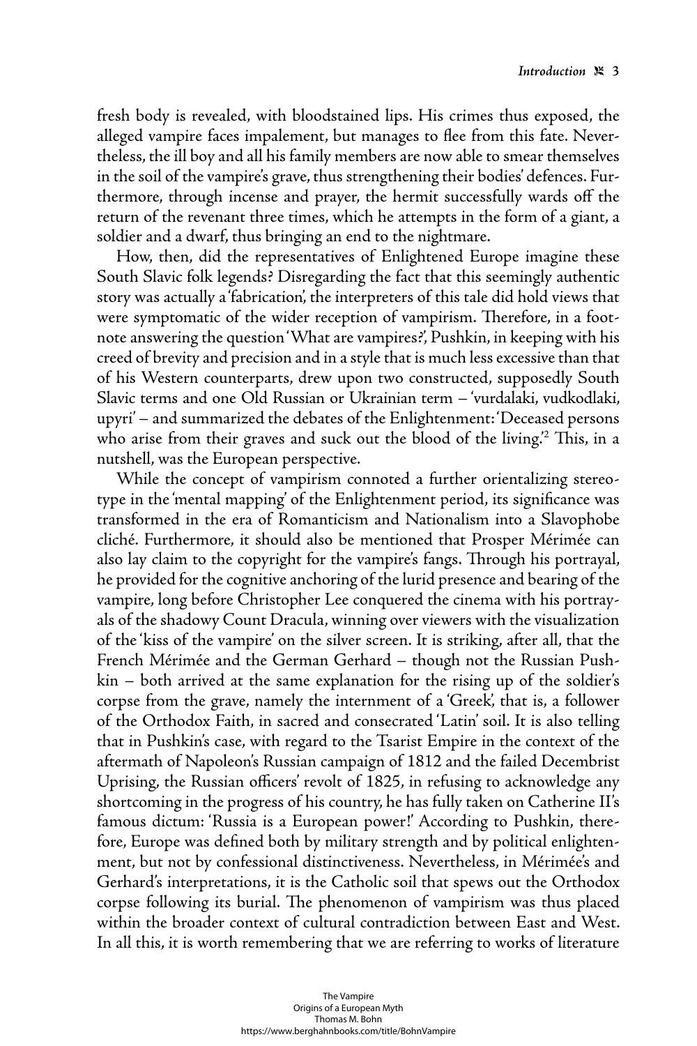fresh body is revealed, with bloodstained lips. His crimes thus exposed, the alleged vampire faces impalement, but manages to flee from this fate. Nevertheless, the ill boy and all his family members are now able to smear themselves in the soil of the vampire's grave, thus strengthening their bodies' defences. Furthermore, through incense and prayer, the hermit successfully wards off the return of the revenant three times, which he attempts in the form of a giant, a soldier and a dwarf, thus bringing an end to the nightmare.

How, then, did the representatives of Enlightened Europe imagine these South Slavic folk legends? Disregarding the fact that this seemingly authentic story was actually a 'fabrication', the interpreters of this tale did hold views that were symptomatic of the wider reception of vampirism. Therefore, in a footnote answering the question 'What are vampires?', Pushkin, in keeping with his creed of brevity and precision and in a style that is much less excessive than that of his Western counterparts, drew upon two constructed, supposedly South Slavic terms and one Old Russian or Ukrainian term – 'vurdalaki, vudkodlaki, upyri' – and summarized the debates of the Enlightenment: 'Deceased persons who arise from their graves and suck out the blood of the living.'[2] This, in a nutshell, was the European perspective.

While the concept of vampirism connoted a further orientalizing stereotype in the 'mental mapping' of the Enlightenment period, its significance was transformed in the era of Romanticism and Nationalism into a Slavophobe cliché. Furthermore, it should also be mentioned that Prosper Mérimée can also lay claim to the copyright for the vampire's fangs. Through his portrayal, he provided for the cognitive anchoring of the lurid presence and bearing of the vampire, long before Christopher Lee conquered the cinema with his portrayals of the shadowy Count Dracula, winning over viewers with the visualization of the 'kiss of the vampire' on the silver screen. It is striking, after all, that the French Mérimée and the German Gerhard – though not the Russian Pushkin – both arrived at the same explanation for the rising up of the soldier's corpse from the grave, namely the internment of a 'Greek', that is, a follower of the Orthodox Faith, in sacred and consecrated 'Latin' soil. It is also telling that in Pushkin's case, with regard to the Tsarist Empire in the context of the aftermath of Napoleon's Russian campaign of 1812 and the failed Decembrist Uprising, the Russian officers' revolt of 1825, in refusing to acknowledge any shortcoming in the progress of his country, he has fully taken on Catherine II's famous dictum: 'Russia is a European power!' According to Pushkin, therefore, Europe was defined both by military strength and by political enlightenment, but not by confessional distinctiveness. Nevertheless, in Mérimée's and Gerhard's interpretations, it is the Catholic soil that spews out the Orthodox corpse following its burial. The phenomenon of vampirism was thus placed within the broader context of cultural contradiction between East and West. In all this, it is worth remembering that we are referring to works of literature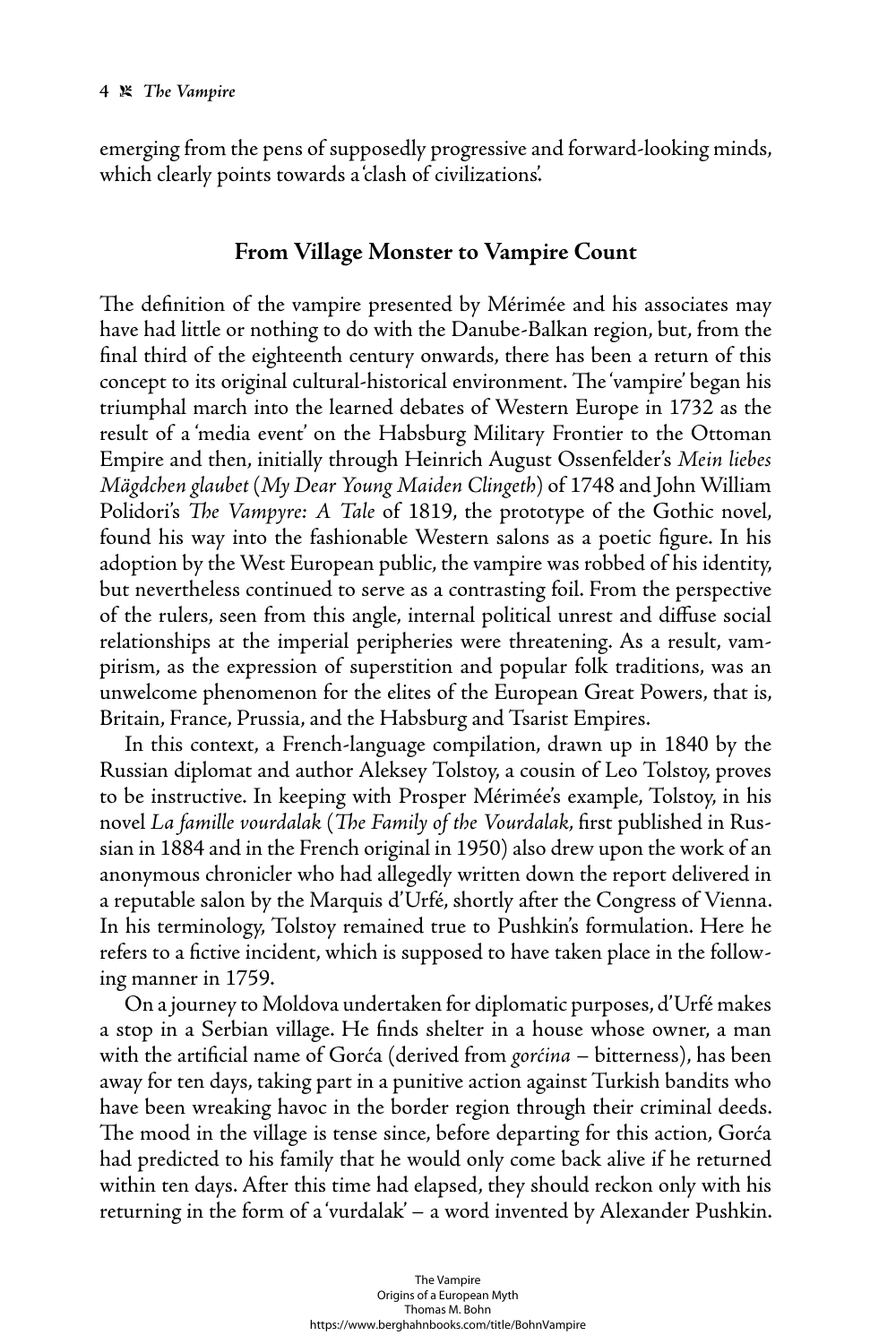emerging from the pens of supposedly progressive and forward-looking minds, which clearly points towards a 'clash of civilizations'.

## From Village Monster to Vampire Count

The definition of the vampire presented by Mérimée and his associates may have had little or nothing to do with the Danube-Balkan region, but, from the final third of the eighteenth century onwards, there has been a return of this concept to its original cultural-historical environment. The 'vampire' began his triumphal march into the learned debates of Western Europe in 1732 as the result of a 'media event' on the Habsburg Military Frontier to the Ottoman Empire and then, initially through Heinrich August Ossenfelder's *Mein liebes Mägdchen glaubet* (*My Dear Young Maiden Clingeth*) of 1748 and John William Polidori's *The Vampyre: A Tale* of 1819, the prototype of the Gothic novel, found his way into the fashionable Western salons as a poetic figure. In his adoption by the West European public, the vampire was robbed of his identity, but nevertheless continued to serve as a contrasting foil. From the perspective of the rulers, seen from this angle, internal political unrest and diffuse social relationships at the imperial peripheries were threatening. As a result, vampirism, as the expression of superstition and popular folk traditions, was an unwelcome phenomenon for the elites of the European Great Powers, that is, Britain, France, Prussia, and the Habsburg and Tsarist Empires.

In this context, a French-language compilation, drawn up in 1840 by the Russian diplomat and author Aleksey Tolstoy, a cousin of Leo Tolstoy, proves to be instructive. In keeping with Prosper Mérimée's example, Tolstoy, in his novel *La famille vourdalak* (*The Family of the Vourdalak*, first published in Russian in 1884 and in the French original in 1950) also drew upon the work of an anonymous chronicler who had allegedly written down the report delivered in a reputable salon by the Marquis d'Urfé, shortly after the Congress of Vienna. In his terminology, Tolstoy remained true to Pushkin's formulation. Here he refers to a fictive incident, which is supposed to have taken place in the following manner in 1759.

On a journey to Moldova undertaken for diplomatic purposes, d'Urfé makes a stop in a Serbian village. He finds shelter in a house whose owner, a man with the artificial name of Gorća (derived from *gorćina* – bitterness), has been away for ten days, taking part in a punitive action against Turkish bandits who have been wreaking havoc in the border region through their criminal deeds. The mood in the village is tense since, before departing for this action, Gorća had predicted to his family that he would only come back alive if he returned within ten days. After this time had elapsed, they should reckon only with his returning in the form of a 'vurdalak' – a word invented by Alexander Pushkin.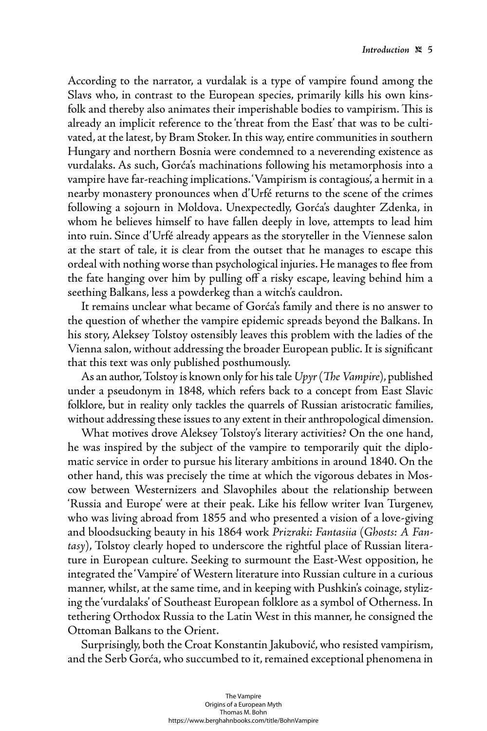According to the narrator, a vurdalak is a type of vampire found among the Slavs who, in contrast to the European species, primarily kills his own kinsfolk and thereby also animates their imperishable bodies to vampirism. This is already an implicit reference to the 'threat from the East' that was to be cultivated, at the latest, by Bram Stoker. In this way, entire communities in southern Hungary and northern Bosnia were condemned to a neverending existence as vurdalaks. As such, Gorća's machinations following his metamorphosis into a vampire have far-reaching implications. 'Vampirism is contagious', a hermit in a nearby monastery pronounces when d'Urfé returns to the scene of the crimes following a sojourn in Moldova. Unexpectedly, Gorća's daughter Zdenka, in whom he believes himself to have fallen deeply in love, attempts to lead him into ruin. Since d'Urfé already appears as the storyteller in the Viennese salon at the start of tale, it is clear from the outset that he manages to escape this ordeal with nothing worse than psychological injuries. He manages to flee from the fate hanging over him by pulling off a risky escape, leaving behind him a seething Balkans, less a powderkeg than a witch's cauldron.

It remains unclear what became of Gorća's family and there is no answer to the question of whether the vampire epidemic spreads beyond the Balkans. In his story, Aleksey Tolstoy ostensibly leaves this problem with the ladies of the Vienna salon, without addressing the broader European public. It is significant that this text was only published posthumously.

As an author, Tolstoy is known only for his tale *Upyr* (*The Vampire*), published under a pseudonym in 1848, which refers back to a concept from East Slavic folklore, but in reality only tackles the quarrels of Russian aristocratic families, without addressing these issues to any extent in their anthropological dimension.

What motives drove Aleksey Tolstoy's literary activities? On the one hand, he was inspired by the subject of the vampire to temporarily quit the diplomatic service in order to pursue his literary ambitions in around 1840. On the other hand, this was precisely the time at which the vigorous debates in Moscow between Westernizers and Slavophiles about the relationship between 'Russia and Europe' were at their peak. Like his fellow writer Ivan Turgenev, who was living abroad from 1855 and who presented a vision of a love-giving and bloodsucking beauty in his 1864 work *Prizraki: Fantasiia* (*Ghosts: A Fantasy*), Tolstoy clearly hoped to underscore the rightful place of Russian literature in European culture. Seeking to surmount the East-West opposition, he integrated the 'Vampire' of Western literature into Russian culture in a curious manner, whilst, at the same time, and in keeping with Pushkin's coinage, stylizing the 'vurdalaks' of Southeast European folklore as a symbol of Otherness. In tethering Orthodox Russia to the Latin West in this manner, he consigned the Ottoman Balkans to the Orient.

Surprisingly, both the Croat Konstantin Jakubović, who resisted vampirism, and the Serb Gorća, who succumbed to it, remained exceptional phenomena in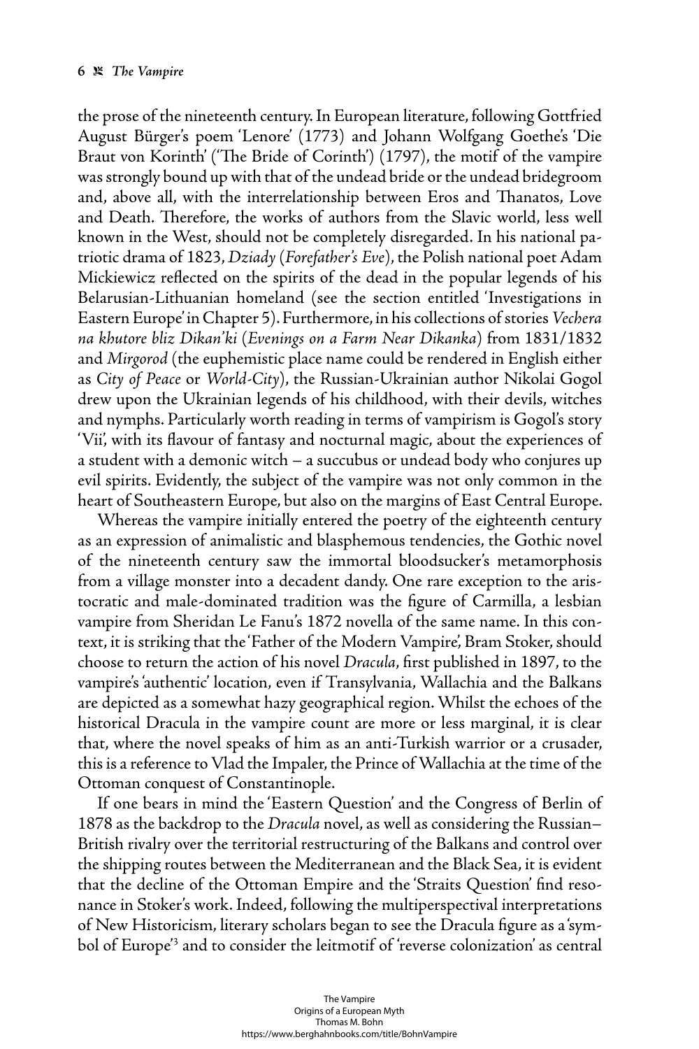the prose of the nineteenth century. In European literature, following Gottfried August Bürger's poem 'Lenore' (1773) and Johann Wolfgang Goethe's 'Die Braut von Korinth' ('The Bride of Corinth') (1797), the motif of the vampire was strongly bound up with that of the undead bride or the undead bridegroom and, above all, with the interrelationship between Eros and Thanatos, Love and Death. Therefore, the works of authors from the Slavic world, less well known in the West, should not be completely disregarded. In his national patriotic drama of 1823, *Dziady* (*Forefather's Eve*), the Polish national poet Adam Mickiewicz reflected on the spirits of the dead in the popular legends of his Belarusian-Lithuanian homeland (see the section entitled 'Investigations in Eastern Europe' in Chapter 5). Furthermore, in his collections of stories *Vechera na khutore bliz Dikan'ki* (*Evenings on a Farm Near Dikanka*) from 1831/1832 and *Mirgorod* (the euphemistic place name could be rendered in English either as *City of Peace* or *World-City*), the Russian-Ukrainian author Nikolai Gogol drew upon the Ukrainian legends of his childhood, with their devils, witches and nymphs. Particularly worth reading in terms of vampirism is Gogol's story 'Vii', with its flavour of fantasy and nocturnal magic, about the experiences of a student with a demonic witch – a succubus or undead body who conjures up evil spirits. Evidently, the subject of the vampire was not only common in the heart of Southeastern Europe, but also on the margins of East Central Europe.

Whereas the vampire initially entered the poetry of the eighteenth century as an expression of animalistic and blasphemous tendencies, the Gothic novel of the nineteenth century saw the immortal bloodsucker's metamorphosis from a village monster into a decadent dandy. One rare exception to the aristocratic and male-dominated tradition was the figure of Carmilla, a lesbian vampire from Sheridan Le Fanu's 1872 novella of the same name. In this context, it is striking that the 'Father of the Modern Vampire', Bram Stoker, should choose to return the action of his novel *Dracula*, first published in 1897, to the vampire's 'authentic' location, even if Transylvania, Wallachia and the Balkans are depicted as a somewhat hazy geographical region. Whilst the echoes of the historical Dracula in the vampire count are more or less marginal, it is clear that, where the novel speaks of him as an anti-Turkish warrior or a crusader, this is a reference to Vlad the Impaler, the Prince of Wallachia at the time of the Ottoman conquest of Constantinople.

If one bears in mind the 'Eastern Question' and the Congress of Berlin of 1878 as the backdrop to the *Dracula* novel, as well as considering the Russian–British rivalry over the territorial restructuring of the Balkans and control over the shipping routes between the Mediterranean and the Black Sea, it is evident that the decline of the Ottoman Empire and the 'Straits Question' find resonance in Stoker's work. Indeed, following the multiperspectival interpretations of New Historicism, literary scholars began to see the Dracula figure as a 'symbol of Europe'[3] and to consider the leitmotif of 'reverse colonization' as central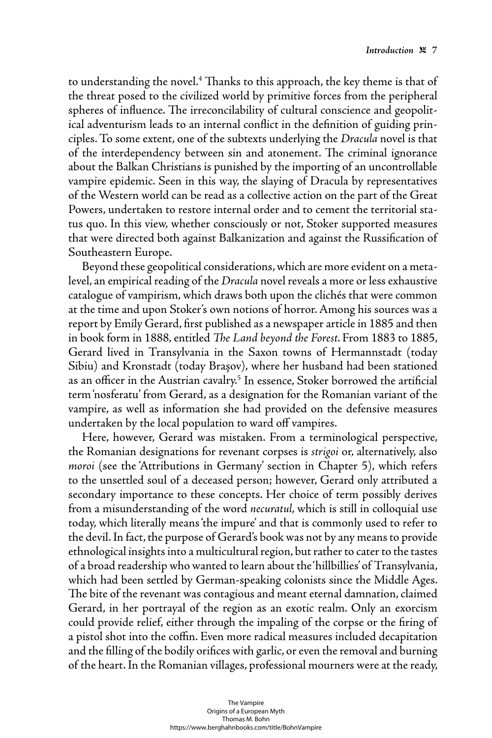to understanding the novel.[4] Thanks to this approach, the key theme is that of the threat posed to the civilized world by primitive forces from the peripheral spheres of influence. The irreconcilability of cultural conscience and geopolitical adventurism leads to an internal conflict in the definition of guiding principles. To some extent, one of the subtexts underlying the *Dracula* novel is that of the interdependency between sin and atonement. The criminal ignorance about the Balkan Christians is punished by the importing of an uncontrollable vampire epidemic. Seen in this way, the slaying of Dracula by representatives of the Western world can be read as a collective action on the part of the Great Powers, undertaken to restore internal order and to cement the territorial status quo. In this view, whether consciously or not, Stoker supported measures that were directed both against Balkanization and against the Russification of Southeastern Europe.

Beyond these geopolitical considerations, which are more evident on a meta-level, an empirical reading of the *Dracula* novel reveals a more or less exhaustive catalogue of vampirism, which draws both upon the clichés that were common at the time and upon Stoker's own notions of horror. Among his sources was a report by Emily Gerard, first published as a newspaper article in 1885 and then in book form in 1888, entitled *The Land beyond the Forest*. From 1883 to 1885, Gerard lived in Transylvania in the Saxon towns of Hermannstadt (today Sibiu) and Kronstadt (today Brașov), where her husband had been stationed as an officer in the Austrian cavalry.[5] In essence, Stoker borrowed the artificial term 'nosferatu' from Gerard, as a designation for the Romanian variant of the vampire, as well as information she had provided on the defensive measures undertaken by the local population to ward off vampires.

Here, however, Gerard was mistaken. From a terminological perspective, the Romanian designations for revenant corpses is *strigoi* or, alternatively, also *moroi* (see the 'Attributions in Germany' section in Chapter 5), which refers to the unsettled soul of a deceased person; however, Gerard only attributed a secondary importance to these concepts. Her choice of term possibly derives from a misunderstanding of the word *necuratul*, which is still in colloquial use today, which literally means 'the impure' and that is commonly used to refer to the devil. In fact, the purpose of Gerard's book was not by any means to provide ethnological insights into a multicultural region, but rather to cater to the tastes of a broad readership who wanted to learn about the 'hillbillies' of Transylvania, which had been settled by German-speaking colonists since the Middle Ages. The bite of the revenant was contagious and meant eternal damnation, claimed Gerard, in her portrayal of the region as an exotic realm. Only an exorcism could provide relief, either through the impaling of the corpse or the firing of a pistol shot into the coffin. Even more radical measures included decapitation and the filling of the bodily orifices with garlic, or even the removal and burning of the heart. In the Romanian villages, professional mourners were at the ready,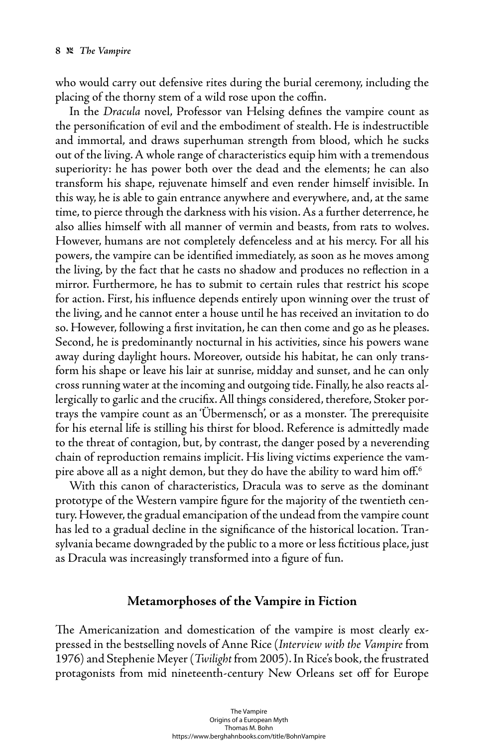who would carry out defensive rites during the burial ceremony, including the placing of the thorny stem of a wild rose upon the coffin.

In the *Dracula* novel, Professor van Helsing defines the vampire count as the personification of evil and the embodiment of stealth. He is indestructible and immortal, and draws superhuman strength from blood, which he sucks out of the living. A whole range of characteristics equip him with a tremendous superiority: he has power both over the dead and the elements; he can also transform his shape, rejuvenate himself and even render himself invisible. In this way, he is able to gain entrance anywhere and everywhere, and, at the same time, to pierce through the darkness with his vision. As a further deterrence, he also allies himself with all manner of vermin and beasts, from rats to wolves. However, humans are not completely defenceless and at his mercy. For all his powers, the vampire can be identified immediately, as soon as he moves among the living, by the fact that he casts no shadow and produces no reflection in a mirror. Furthermore, he has to submit to certain rules that restrict his scope for action. First, his influence depends entirely upon winning over the trust of the living, and he cannot enter a house until he has received an invitation to do so. However, following a first invitation, he can then come and go as he pleases. Second, he is predominantly nocturnal in his activities, since his powers wane away during daylight hours. Moreover, outside his habitat, he can only transform his shape or leave his lair at sunrise, midday and sunset, and he can only cross running water at the incoming and outgoing tide. Finally, he also reacts allergically to garlic and the crucifix. All things considered, therefore, Stoker portrays the vampire count as an 'Übermensch', or as a monster. The prerequisite for his eternal life is stilling his thirst for blood. Reference is admittedly made to the threat of contagion, but, by contrast, the danger posed by a neverending chain of reproduction remains implicit. His living victims experience the vampire above all as a night demon, but they do have the ability to ward him off.[6]

With this canon of characteristics, Dracula was to serve as the dominant prototype of the Western vampire figure for the majority of the twentieth century. However, the gradual emancipation of the undead from the vampire count has led to a gradual decline in the significance of the historical location. Transylvania became downgraded by the public to a more or less fictitious place, just as Dracula was increasingly transformed into a figure of fun.

## Metamorphoses of the Vampire in Fiction

The Americanization and domestication of the vampire is most clearly expressed in the bestselling novels of Anne Rice (*Interview with the Vampire* from 1976) and Stephenie Meyer (*Twilight* from 2005). In Rice's book, the frustrated protagonists from mid nineteenth-century New Orleans set off for Europe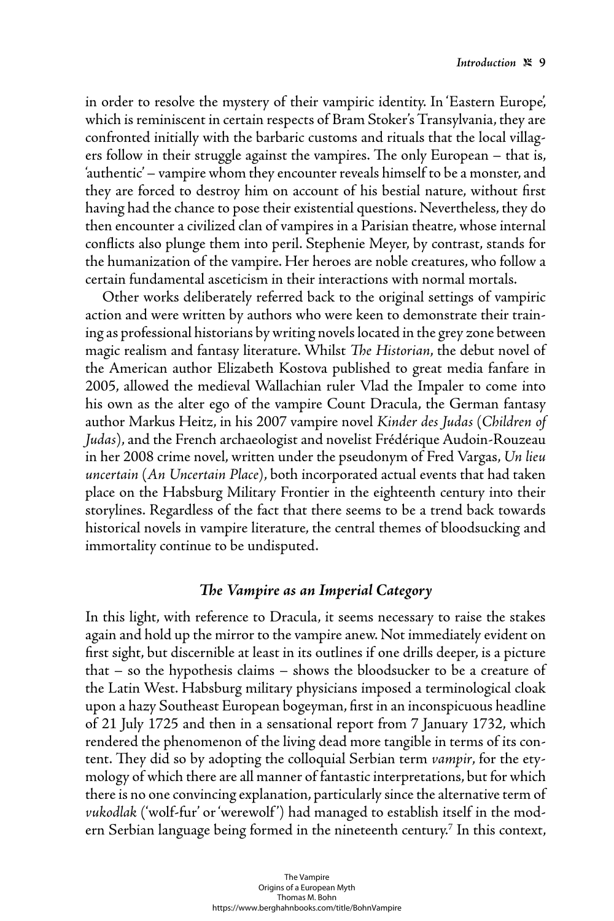in order to resolve the mystery of their vampiric identity. In 'Eastern Europe', which is reminiscent in certain respects of Bram Stoker's Transylvania, they are confronted initially with the barbaric customs and rituals that the local villagers follow in their struggle against the vampires. The only European – that is, 'authentic' – vampire whom they encounter reveals himself to be a monster, and they are forced to destroy him on account of his bestial nature, without first having had the chance to pose their existential questions. Nevertheless, they do then encounter a civilized clan of vampires in a Parisian theatre, whose internal conflicts also plunge them into peril. Stephenie Meyer, by contrast, stands for the humanization of the vampire. Her heroes are noble creatures, who follow a certain fundamental asceticism in their interactions with normal mortals.

Other works deliberately referred back to the original settings of vampiric action and were written by authors who were keen to demonstrate their training as professional historians by writing novels located in the grey zone between magic realism and fantasy literature. Whilst *The Historian*, the debut novel of the American author Elizabeth Kostova published to great media fanfare in 2005, allowed the medieval Wallachian ruler Vlad the Impaler to come into his own as the alter ego of the vampire Count Dracula, the German fantasy author Markus Heitz, in his 2007 vampire novel *Kinder des Judas* (*Children of Judas*), and the French archaeologist and novelist Frédérique Audoin-Rouzeau in her 2008 crime novel, written under the pseudonym of Fred Vargas, *Un lieu uncertain* (*An Uncertain Place*), both incorporated actual events that had taken place on the Habsburg Military Frontier in the eighteenth century into their storylines. Regardless of the fact that there seems to be a trend back towards historical novels in vampire literature, the central themes of bloodsucking and immortality continue to be undisputed.

### *The Vampire as an Imperial Category*

In this light, with reference to Dracula, it seems necessary to raise the stakes again and hold up the mirror to the vampire anew. Not immediately evident on first sight, but discernible at least in its outlines if one drills deeper, is a picture that – so the hypothesis claims – shows the bloodsucker to be a creature of the Latin West. Habsburg military physicians imposed a terminological cloak upon a hazy Southeast European bogeyman, first in an inconspicuous headline of 21 July 1725 and then in a sensational report from 7 January 1732, which rendered the phenomenon of the living dead more tangible in terms of its content. They did so by adopting the colloquial Serbian term *vampir*, for the etymology of which there are all manner of fantastic interpretations, but for which there is no one convincing explanation, particularly since the alternative term of *vukodlak* ('wolf-fur' or 'werewolf') had managed to establish itself in the modern Serbian language being formed in the nineteenth century.[7] In this context,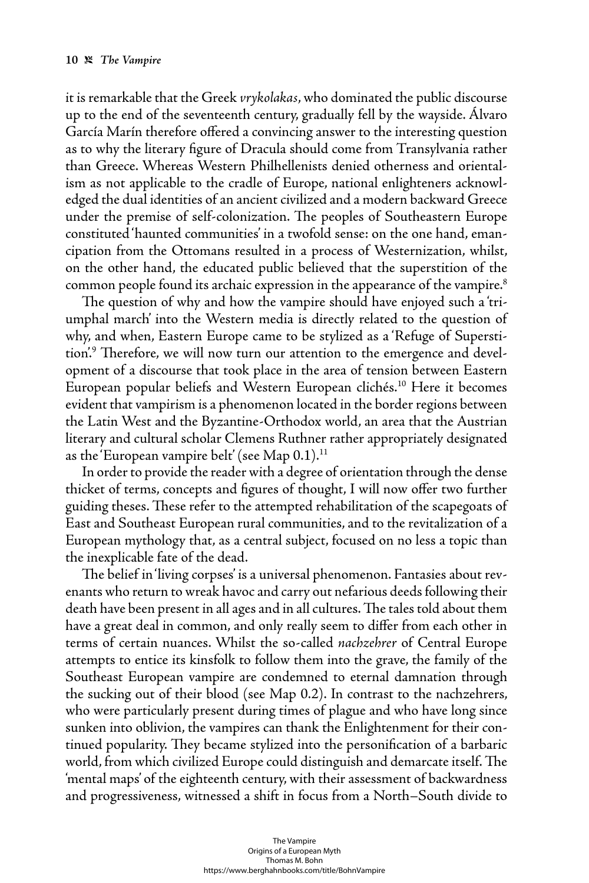it is remarkable that the Greek *vrykolakas*, who dominated the public discourse up to the end of the seventeenth century, gradually fell by the wayside. Álvaro García Marín therefore offered a convincing answer to the interesting question as to why the literary figure of Dracula should come from Transylvania rather than Greece. Whereas Western Philhellenists denied otherness and orientalism as not applicable to the cradle of Europe, national enlighteners acknowledged the dual identities of an ancient civilized and a modern backward Greece under the premise of self-colonization. The peoples of Southeastern Europe constituted 'haunted communities' in a twofold sense: on the one hand, emancipation from the Ottomans resulted in a process of Westernization, whilst, on the other hand, the educated public believed that the superstition of the common people found its archaic expression in the appearance of the vampire.[8]

The question of why and how the vampire should have enjoyed such a 'triumphal march' into the Western media is directly related to the question of why, and when, Eastern Europe came to be stylized as a 'Refuge of Superstition'.[9] Therefore, we will now turn our attention to the emergence and development of a discourse that took place in the area of tension between Eastern European popular beliefs and Western European clichés.[10] Here it becomes evident that vampirism is a phenomenon located in the border regions between the Latin West and the Byzantine-Orthodox world, an area that the Austrian literary and cultural scholar Clemens Ruthner rather appropriately designated as the 'European vampire belt' (see Map 0.1).[11]

In order to provide the reader with a degree of orientation through the dense thicket of terms, concepts and figures of thought, I will now offer two further guiding theses. These refer to the attempted rehabilitation of the scapegoats of East and Southeast European rural communities, and to the revitalization of a European mythology that, as a central subject, focused on no less a topic than the inexplicable fate of the dead.

The belief in 'living corpses' is a universal phenomenon. Fantasies about revenants who return to wreak havoc and carry out nefarious deeds following their death have been present in all ages and in all cultures. The tales told about them have a great deal in common, and only really seem to differ from each other in terms of certain nuances. Whilst the so-called *nachzehrer* of Central Europe attempts to entice its kinsfolk to follow them into the grave, the family of the Southeast European vampire are condemned to eternal damnation through the sucking out of their blood (see Map 0.2). In contrast to the nachzehrers, who were particularly present during times of plague and who have long since sunken into oblivion, the vampires can thank the Enlightenment for their continued popularity. They became stylized into the personification of a barbaric world, from which civilized Europe could distinguish and demarcate itself. The 'mental maps' of the eighteenth century, with their assessment of backwardness and progressiveness, witnessed a shift in focus from a North–South divide to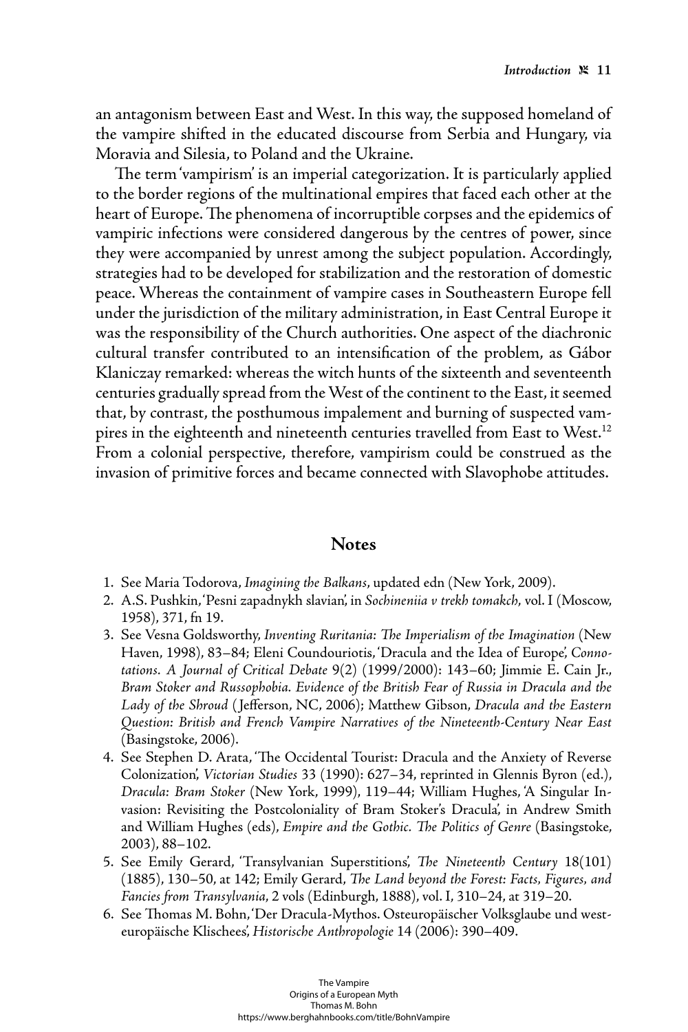an antagonism between East and West. In this way, the supposed homeland of the vampire shifted in the educated discourse from Serbia and Hungary, via Moravia and Silesia, to Poland and the Ukraine.

The term 'vampirism' is an imperial categorization. It is particularly applied to the border regions of the multinational empires that faced each other at the heart of Europe. The phenomena of incorruptible corpses and the epidemics of vampiric infections were considered dangerous by the centres of power, since they were accompanied by unrest among the subject population. Accordingly, strategies had to be developed for stabilization and the restoration of domestic peace. Whereas the containment of vampire cases in Southeastern Europe fell under the jurisdiction of the military administration, in East Central Europe it was the responsibility of the Church authorities. One aspect of the diachronic cultural transfer contributed to an intensification of the problem, as Gábor Klaniczay remarked: whereas the witch hunts of the sixteenth and seventeenth centuries gradually spread from the West of the continent to the East, it seemed that, by contrast, the posthumous impalement and burning of suspected vampires in the eighteenth and nineteenth centuries travelled from East to West.[12] From a colonial perspective, therefore, vampirism could be construed as the invasion of primitive forces and became connected with Slavophobe attitudes.

## Notes

1. See Maria Todorova, *Imagining the Balkans*, updated edn (New York, 2009).
2. A.S. Pushkin, 'Pesni zapadnykh slavian', in *Sochineniia v trekh tomakch*, vol. I (Moscow, 1958), 371, fn 19.
3. See Vesna Goldsworthy, *Inventing Ruritania: The Imperialism of the Imagination* (New Haven, 1998), 83–84; Eleni Coundouriotis, 'Dracula and the Idea of Europe', *Connotations. A Journal of Critical Debate* 9(2) (1999/2000): 143–60; Jimmie E. Cain Jr., *Bram Stoker and Russophobia. Evidence of the British Fear of Russia in Dracula and the Lady of the Shroud* (Jefferson, NC, 2006); Matthew Gibson, *Dracula and the Eastern Question: British and French Vampire Narratives of the Nineteenth-Century Near East* (Basingstoke, 2006).
4. See Stephen D. Arata, 'The Occidental Tourist: Dracula and the Anxiety of Reverse Colonization', *Victorian Studies* 33 (1990): 627–34, reprinted in Glennis Byron (ed.), *Dracula: Bram Stoker* (New York, 1999), 119–44; William Hughes, 'A Singular Invasion: Revisiting the Postcoloniality of Bram Stoker's Dracula', in Andrew Smith and William Hughes (eds), *Empire and the Gothic. The Politics of Genre* (Basingstoke, 2003), 88–102.
5. See Emily Gerard, 'Transylvanian Superstitions', *The Nineteenth Century* 18(101) (1885), 130–50, at 142; Emily Gerard, *The Land beyond the Forest: Facts, Figures, and Fancies from Transylvania*, 2 vols (Edinburgh, 1888), vol. I, 310–24, at 319–20.
6. See Thomas M. Bohn, 'Der Dracula-Mythos. Osteuropäischer Volksglaube und westeuropäische Klischees', *Historische Anthropologie* 14 (2006): 390–409.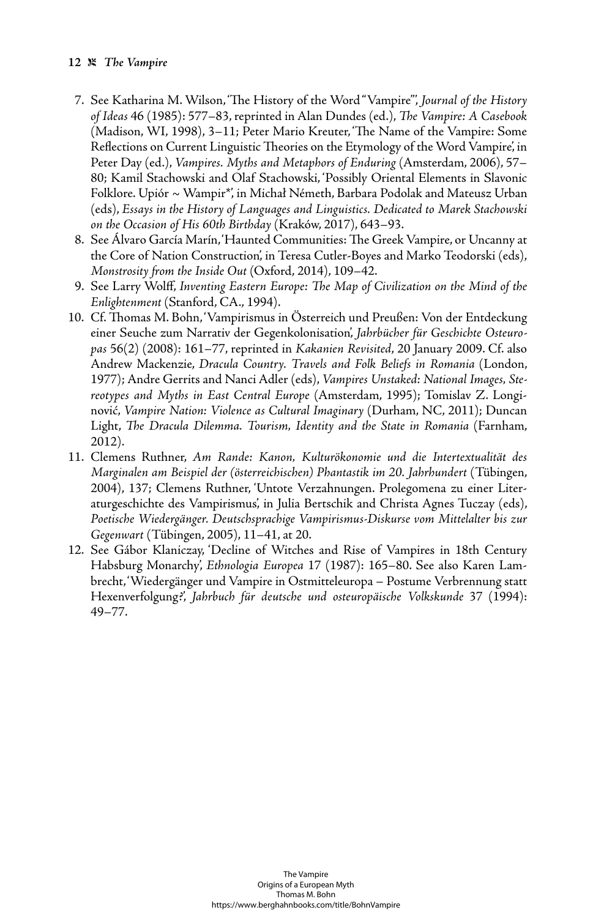7. See Katharina M. Wilson, 'The History of the Word "Vampire"', *Journal of the History of Ideas* 46 (1985): 577–83, reprinted in Alan Dundes (ed.), *The Vampire: A Casebook* (Madison, WI, 1998), 3–11; Peter Mario Kreuter, 'The Name of the Vampire: Some Reflections on Current Linguistic Theories on the Etymology of the Word Vampire', in Peter Day (ed.), *Vampires. Myths and Metaphors of Enduring* (Amsterdam, 2006), 57–80; Kamil Stachowski and Olaf Stachowski, 'Possibly Oriental Elements in Slavonic Folklore. Upiór ~ Wampir*', in Michał Németh, Barbara Podolak and Mateusz Urban (eds), *Essays in the History of Languages and Linguistics. Dedicated to Marek Stachowski on the Occasion of His 60th Birthday* (Kraków, 2017), 643–93.
8. See Álvaro García Marín, 'Haunted Communities: The Greek Vampire, or Uncanny at the Core of Nation Construction', in Teresa Cutler-Boyes and Marko Teodorski (eds), *Monstrosity from the Inside Out* (Oxford, 2014), 109–42.
9. See Larry Wolff, *Inventing Eastern Europe: The Map of Civilization on the Mind of the Enlightenment* (Stanford, CA., 1994).
10. Cf. Thomas M. Bohn, 'Vampirismus in Österreich und Preußen: Von der Entdeckung einer Seuche zum Narrativ der Gegenkolonisation', *Jahrbücher für Geschichte Osteuropas* 56(2) (2008): 161–77, reprinted in *Kakanien Revisited*, 20 January 2009. Cf. also Andrew Mackenzie, *Dracula Country. Travels and Folk Beliefs in Romania* (London, 1977); Andre Gerrits and Nanci Adler (eds), *Vampires Unstaked: National Images, Stereotypes and Myths in East Central Europe* (Amsterdam, 1995); Tomislav Z. Longinović, *Vampire Nation: Violence as Cultural Imaginary* (Durham, NC, 2011); Duncan Light, *The Dracula Dilemma. Tourism, Identity and the State in Romania* (Farnham, 2012).
11. Clemens Ruthner, *Am Rande: Kanon, Kulturökonomie und die Intertextualität des Marginalen am Beispiel der (österreichischen) Phantastik im 20. Jahrhundert* (Tübingen, 2004), 137; Clemens Ruthner, 'Untote Verzahnungen. Prolegomena zu einer Literaturgeschichte des Vampirismus', in Julia Bertschik and Christa Agnes Tuczay (eds), *Poetische Wiedergänger. Deutschsprachige Vampirismus-Diskurse vom Mittelalter bis zur Gegenwart* (Tübingen, 2005), 11–41, at 20.
12. See Gábor Klaniczay, 'Decline of Witches and Rise of Vampires in 18th Century Habsburg Monarchy', *Ethnologia Europea* 17 (1987): 165–80. See also Karen Lambrecht, 'Wiedergänger und Vampire in Ostmitteleuropa – Postume Verbrennung statt Hexenverfolgung?', *Jahrbuch für deutsche und osteuropäische Volkskunde* 37 (1994): 49–77.